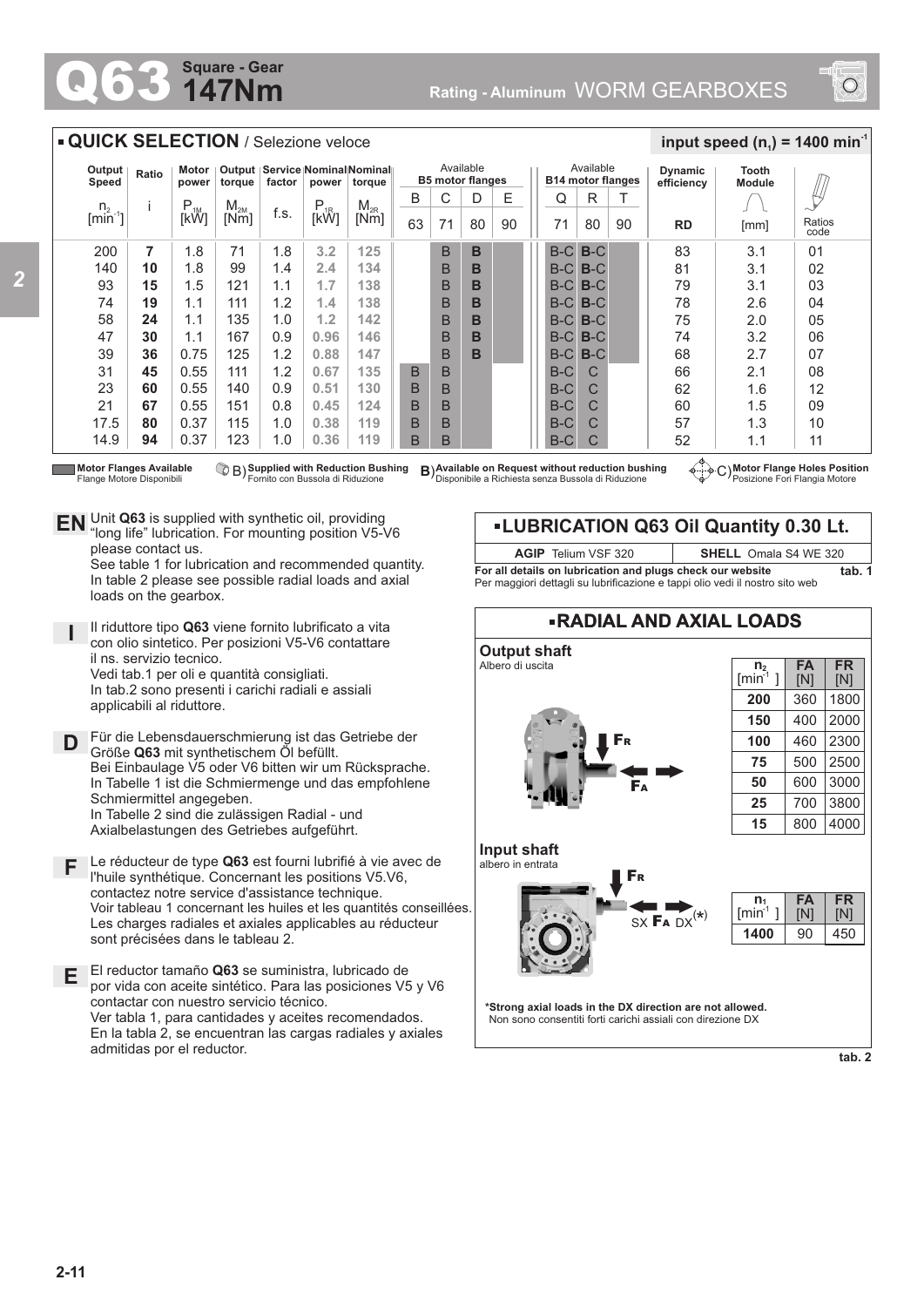# Q63 Square - Gear 147Nm

Rating - Aluminum WORM GEARBOXES

## QUICK SELECTION / Selezione veloce

input speed ($n_1$) = 1400 min$^{-1}$

| Output Speed $n_2$ [min$^{-1}$] | Ratio i | Motor power $P_{1M}$ [kW] | Output torque $M_{2M}$ [Nm] | Service factor f.s. | Nominal power $P_{1R}$ [kW] | Nominal torque $M_{2R}$ [Nm] | B5 B 63 | B5 C 71 | B5 D 80 | B5 E 90 | B14 Q 71 | B14 R 80 | B14 T 90 | Dynamic efficiency RD | Tooth Module [mm] | Ratios code |
|---|---|---|---|---|---|---|---|---|---|---|---|---|---|---|---|---|
| 200 | **7** | 1.8 | 71 | 1.8 | 3.2 | 125 | | B | **B** | | B-C | **B**-C | | 83 | 3.1 | 01 |
| 140 | **10** | 1.8 | 99 | 1.4 | 2.4 | 134 | | B | **B** | | B-C | **B**-C | | 81 | 3.1 | 02 |
| 93 | **15** | 1.5 | 121 | 1.1 | 1.7 | 138 | | B | **B** | | B-C | **B**-C | | 79 | 3.1 | 03 |
| 74 | **19** | 1.1 | 111 | 1.2 | 1.4 | 138 | | B | **B** | | B-C | **B**-C | | 78 | 2.6 | 04 |
| 58 | **24** | 1.1 | 135 | 1.0 | 1.2 | 142 | | B | **B** | | B-C | **B**-C | | 75 | 2.0 | 05 |
| 47 | **30** | 1.1 | 167 | 0.9 | 0.96 | 146 | | B | **B** | | B-C | **B**-C | | 74 | 3.2 | 06 |
| 39 | **36** | 0.75 | 125 | 1.2 | 0.88 | 147 | | B | **B** | | B-C | **B**-C | | 68 | 2.7 | 07 |
| 31 | **45** | 0.55 | 111 | 1.2 | 0.67 | 135 | B | B | | | B-C | C | | 66 | 2.1 | 08 |
| 23 | **60** | 0.55 | 140 | 0.9 | 0.51 | 130 | B | B | | | B-C | C | | 62 | 1.6 | 12 |
| 21 | **67** | 0.55 | 151 | 0.8 | 0.45 | 124 | B | B | | | B-C | C | | 60 | 1.5 | 09 |
| 17.5 | **80** | 0.37 | 115 | 1.0 | 0.38 | 119 | B | B | | | B-C | C | | 57 | 1.3 | 10 |
| 14.9 | **94** | 0.37 | 123 | 1.0 | 0.36 | 119 | B | B | | | B-C | C | | 52 | 1.1 | 11 |

Available B5 motor flanges: B, C, D, E — Available B14 motor flanges: Q, R, T

Motor Flanges Available / Flange Motore Disponibili — **B)** Supplied with Reduction Bushing / Fornito con Bussola di Riduzione — **B)** Available on Request without reduction bushing / Disponibile a Richiesta senza Bussola di Riduzione — **C)** Motor Flange Holes Position / Posizione Fori Flangia Motore

**EN** Unit **Q63** is supplied with synthetic oil, providing "long life" lubrication. For mounting position V5-V6 please contact us.
See table 1 for lubrication and recommended quantity.
In table 2 please see possible radial loads and axial loads on the gearbox.

**I** Il riduttore tipo **Q63** viene fornito lubrificato a vita con olio sintetico. Per posizioni V5-V6 contattare il ns. servizio tecnico.
Vedi tab.1 per oli e quantità consigliati.
In tab.2 sono presenti i carichi radiali e assiali applicabili al riduttore.

**D** Für die Lebensdauerschmierung ist das Getriebe der Größe **Q63** mit synthetischem Öl befüllt.
Bei Einbaulage V5 oder V6 bitten wir um Rücksprache.
In Tabelle 1 ist die Schmiermenge und das empfohlene Schmiermittel angegeben.
In Tabelle 2 sind die zulässigen Radial - und Axialbelastungen des Getriebes aufgeführt.

**F** Le réducteur de type **Q63** est fourni lubrifié à vie avec de l'huile synthétique. Concernant les positions V5.V6, contactez notre service d'assistance technique.
Voir tableau 1 concernant les huiles et les quantités conseillées.
Les charges radiales et axiales applicables au réducteur sont précisées dans le tableau 2.

**E** El reductor tamaño **Q63** se suministra, lubricado de por vida con aceite sintético. Para las posiciones V5 y V6 contactar con nuestro servicio técnico.
Ver tabla 1, para cantidades y aceites recomendados.
En la tabla 2, se encuentran las cargas radiales y axiales admitidas por el reductor.

## LUBRICATION Q63 Oil Quantity 0.30 Lt.

| AGIP | SHELL |
|---|---|
| Telium VSF 320 | Omala S4 WE 320 |

**For all details on lubrication and plugs check our website** — **tab. 1**
Per maggiori dettagli su lubrificazione e tappi olio vedi il nostro sito web

## RADIAL AND AXIAL LOADS

**Output shaft**
Albero di uscita

| $n_2$ [min$^{-1}$] | FA [N] | FR [N] |
|---|---|---|
| **200** | 360 | 1800 |
| **150** | 400 | 2000 |
| **100** | 460 | 2300 |
| **75** | 500 | 2500 |
| **50** | 600 | 3000 |
| **25** | 700 | 3800 |
| **15** | 800 | 4000 |

**Input shaft**
albero in entrata

SX FA DX(*)

| $n_1$ [min$^{-1}$] | FA [N] | FR [N] |
|---|---|---|
| **1400** | 90 | 450 |

**\*Strong axial loads in the DX direction are not allowed.**
Non sono consentiti forti carichi assiali con direzione DX

**tab. 2**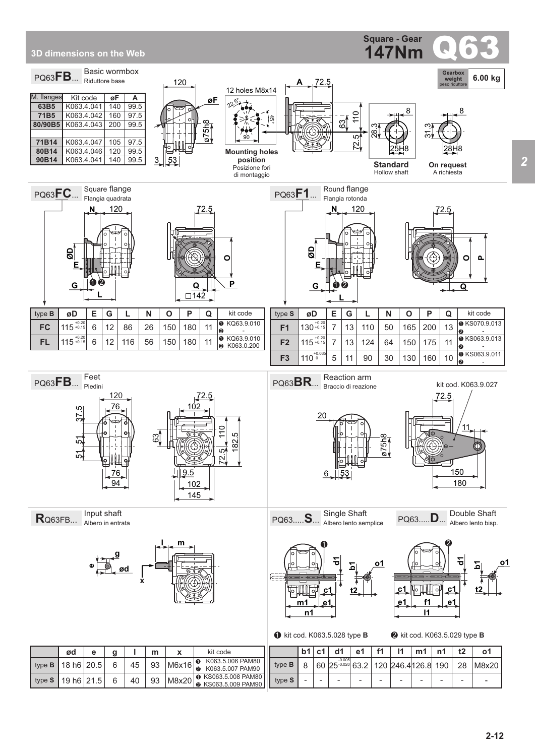3D dimensions on the Web

# Square - Gear 147Nm Q63

Gearbox weight / peso riduttore: **6.00 kg**

## PQ63**FB**... Basic wormbox
Riduttore base

| M. flanges | Kit code | øF | A |
|---|---|---|---|
| 63B5 | K063.4.041 | 140 | 99.5 |
| 71B5 | K063.4.042 | 160 | 97.5 |
| 80/90B5 | K063.4.043 | 200 | 99.5 |
| | | | |
| 71B14 | K063.4.047 | 105 | 97.5 |
| 80B14 | K063.4.046 | 120 | 99.5 |
| 90B14 | K063.4.041 | 140 | 99.5 |

120
øF
ø75h8
3
53
12 holes M8x14
22.5°
45°
90
**Mounting holes position**
Posizione fori di montaggio
A
72.5
110
63
72.5
28.3
8
25H8
**Standard**
Hollow shaft
31.3
8
28H8
**On request**
A richiesta

## PQ63**FC**... Square flange
Flangia quadrata

N 120 ØD E G L 72.5 O P Q □142

| type B | øD | E | G | L | N | O | P | Q | kit code |
|---|---|---|---|---|---|---|---|---|---|
| FC | 115 $^{+0.20}_{+0.15}$ | 6 | 12 | 86 | 26 | 150 | 180 | 11 | ❶ KQ63.9.010 ❷ - |
| FL | 115 $^{+0.20}_{+0.15}$ | 6 | 12 | 116 | 56 | 150 | 180 | 11 | ❶ KQ63.9.010 ❷ K063.0.200 |

## PQ63**F1**... Round flange
Flangia rotonda

N 120 ØD E G L 72.5 O P Q

| type S | øD | E | G | L | N | O | P | Q | kit code |
|---|---|---|---|---|---|---|---|---|---|
| F1 | 130 $^{+0.20}_{+0.15}$ | 7 | 13 | 110 | 50 | 165 | 200 | 13 | ❶ KS070.9.013 ❷ - |
| F2 | 115 $^{+0.20}_{+0.15}$ | 7 | 13 | 124 | 64 | 150 | 175 | 11 | ❶ KS063.9.013 ❷ - |
| F3 | 110 $^{+0.035}_{0}$ | 5 | 11 | 90 | 30 | 130 | 160 | 10 | ❶ KS063.9.011 ❷ - |

## PQ63**FB**... Feet
Piedini

120
76
37.5
51
51
76
94
72.5
102
63
110
182.5
72.5
9.5
102
145

## PQ63**BR**... Reaction arm
Braccio di reazione

kit cod. K063.9.027

20
ø75h8
6
53
72.5
11
150
180

## **R**Q63FB... Input shaft
Albero in entrata

e g ød l m x

| | ød | e | g | l | m | x | kit code |
|---|---|---|---|---|---|---|---|
| type B | 18 h6 | 20.5 | 6 | 45 | 93 | M6x16 | ❶ K063.5.006 PAM80 ❷ K063.5.007 PAM90 |
| type S | 19 h6 | 21.5 | 6 | 40 | 93 | M8x20 | ❶ KS063.5.008 PAM80 ❷ KS063.5.009 PAM90 |

## PQ63.....**S**... Single Shaft
Albero lento semplice

## PQ63.....**D**... Double Shaft
Albero lento bisp.

d1 b1 o1 c1 t2 m1 e1 n1 f1 l1

❶ kit cod. K063.5.028 type **B** ❷ kit cod. K063.5.029 type **B**

| | b1 | c1 | d1 | e1 | f1 | l1 | m1 | n1 | t2 | o1 |
|---|---|---|---|---|---|---|---|---|---|---|
| type B | 8 | 60 | 25 $^{-0.005}_{-0.020}$ | 63.2 | 120 | 246.4 | 126.8 | 190 | 28 | M8x20 |
| type S | - | - | - | - | - | - | - | - | - | - |